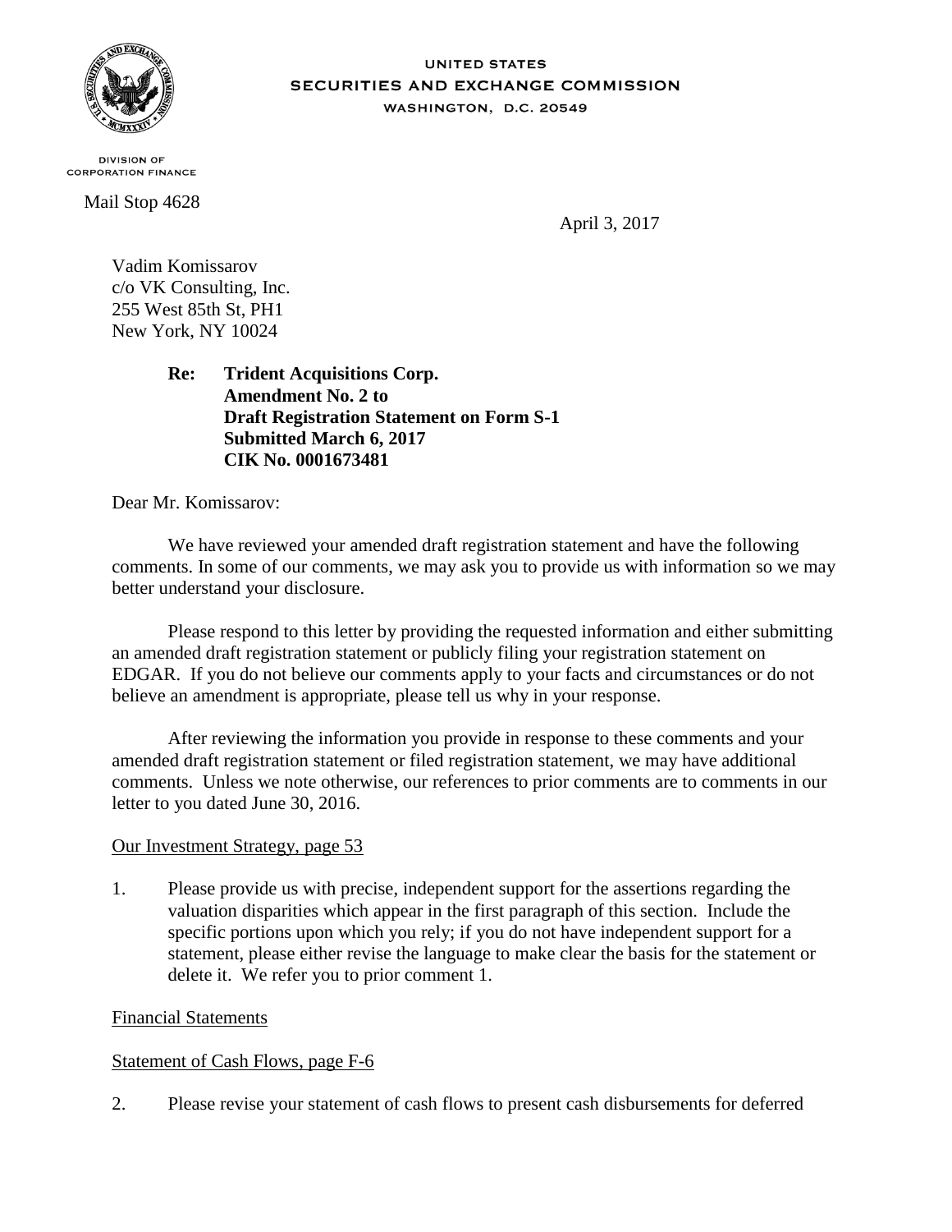UNITED STATES
SECURITIES AND EXCHANGE COMMISSION
WASHINGTON, D.C. 20549

DIVISION OF
CORPORATION FINANCE

Mail Stop 4628

April 3, 2017

Vadim Komissarov
c/o VK Consulting, Inc.
255 West 85th St, PH1
New York, NY 10024

> **Re: Trident Acquisitions Corp.**
> **Amendment No. 2 to**
> **Draft Registration Statement on Form S-1**
> **Submitted March 6, 2017**
> **CIK No. 0001673481**

Dear Mr. Komissarov:

We have reviewed your amended draft registration statement and have the following comments. In some of our comments, we may ask you to provide us with information so we may better understand your disclosure.

Please respond to this letter by providing the requested information and either submitting an amended draft registration statement or publicly filing your registration statement on EDGAR. If you do not believe our comments apply to your facts and circumstances or do not believe an amendment is appropriate, please tell us why in your response.

After reviewing the information you provide in response to these comments and your amended draft registration statement or filed registration statement, we may have additional comments. Unless we note otherwise, our references to prior comments are to comments in our letter to you dated June 30, 2016.

Our Investment Strategy, page 53

1. Please provide us with precise, independent support for the assertions regarding the valuation disparities which appear in the first paragraph of this section. Include the specific portions upon which you rely; if you do not have independent support for a statement, please either revise the language to make clear the basis for the statement or delete it. We refer you to prior comment 1.

Financial Statements

Statement of Cash Flows, page F-6

2. Please revise your statement of cash flows to present cash disbursements for deferred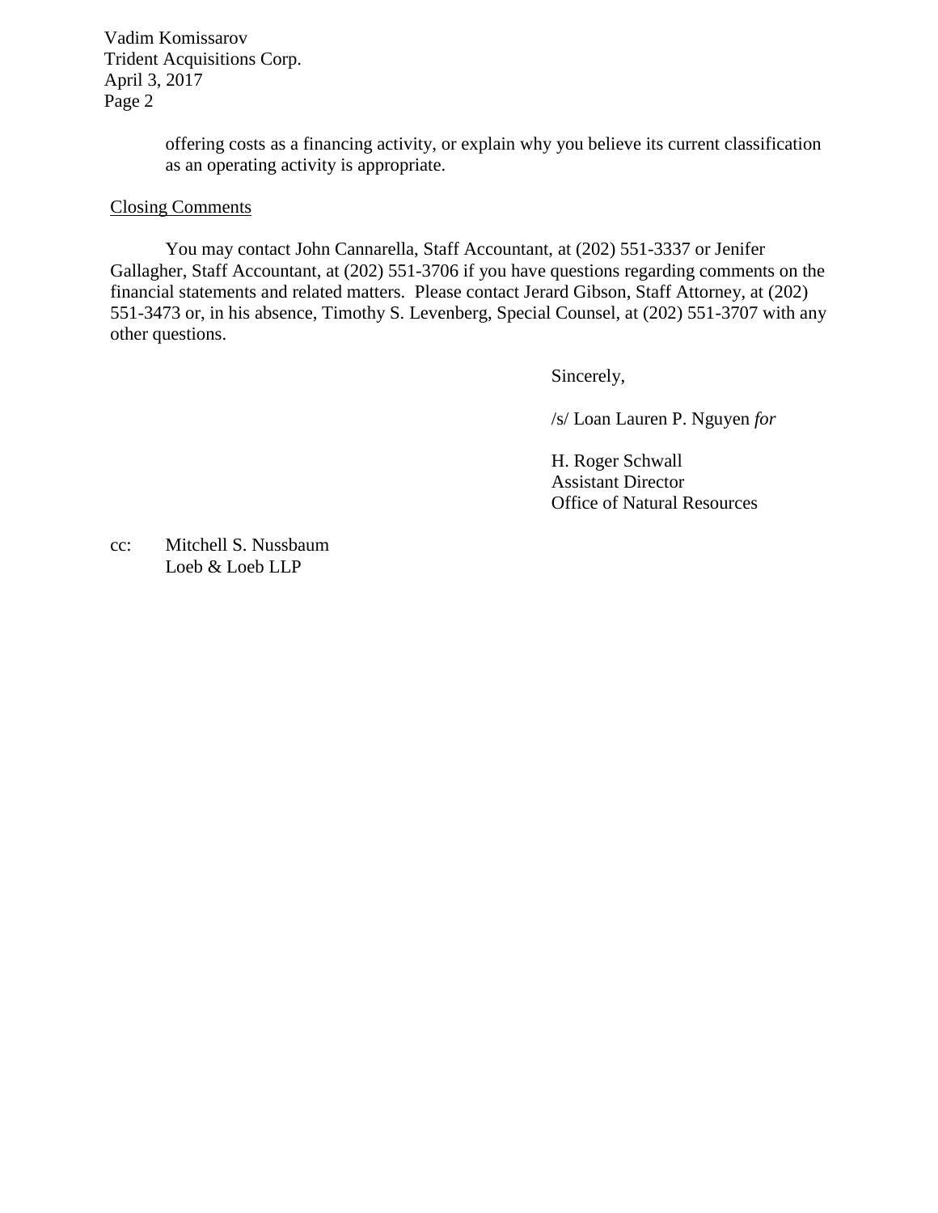offering costs as a financing activity, or explain why you believe its current classification as an operating activity is appropriate.

Closing Comments

You may contact John Cannarella, Staff Accountant, at (202) 551-3337 or Jenifer Gallagher, Staff Accountant, at (202) 551-3706 if you have questions regarding comments on the financial statements and related matters. Please contact Jerard Gibson, Staff Attorney, at (202) 551-3473 or, in his absence, Timothy S. Levenberg, Special Counsel, at (202) 551-3707 with any other questions.

Sincerely,

/s/ Loan Lauren P. Nguyen *for*

H. Roger Schwall
Assistant Director
Office of Natural Resources

cc: Mitchell S. Nussbaum
Loeb & Loeb LLP